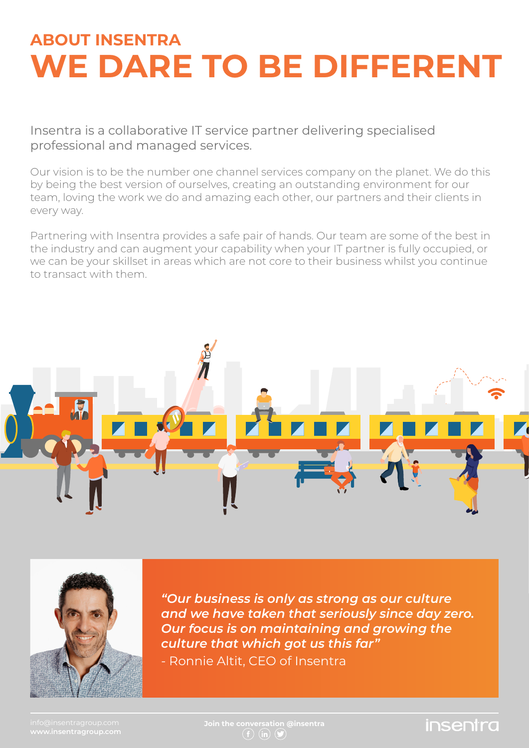## ABOUT INSENTRA

# WE DARE TO BE DIFFERENT

Insentra is a collaborative IT service partner delivering specialised professional and managed services.

Our vision is to be the number one channel services company on the planet. We do this by being the best version of ourselves, creating an outstanding environment for our team, loving the work we do and amazing each other, our partners and their clients in every way.

Partnering with Insentra provides a safe pair of hands. Our team are some of the best in the industry and can augment your capability when your IT partner is fully occupied, or we can be your skillset in areas which are not core to their business whilst you continue to transact with them.

***"Our business is only as strong as our culture and we have taken that seriously since day zero. Our focus is on maintaining and growing the culture that which got us this far"***

- Ronnie Altit, CEO of Insentra

info@insentragroup.com
**www.insentragroup.com**

**Join the conversation @insentra**

insentra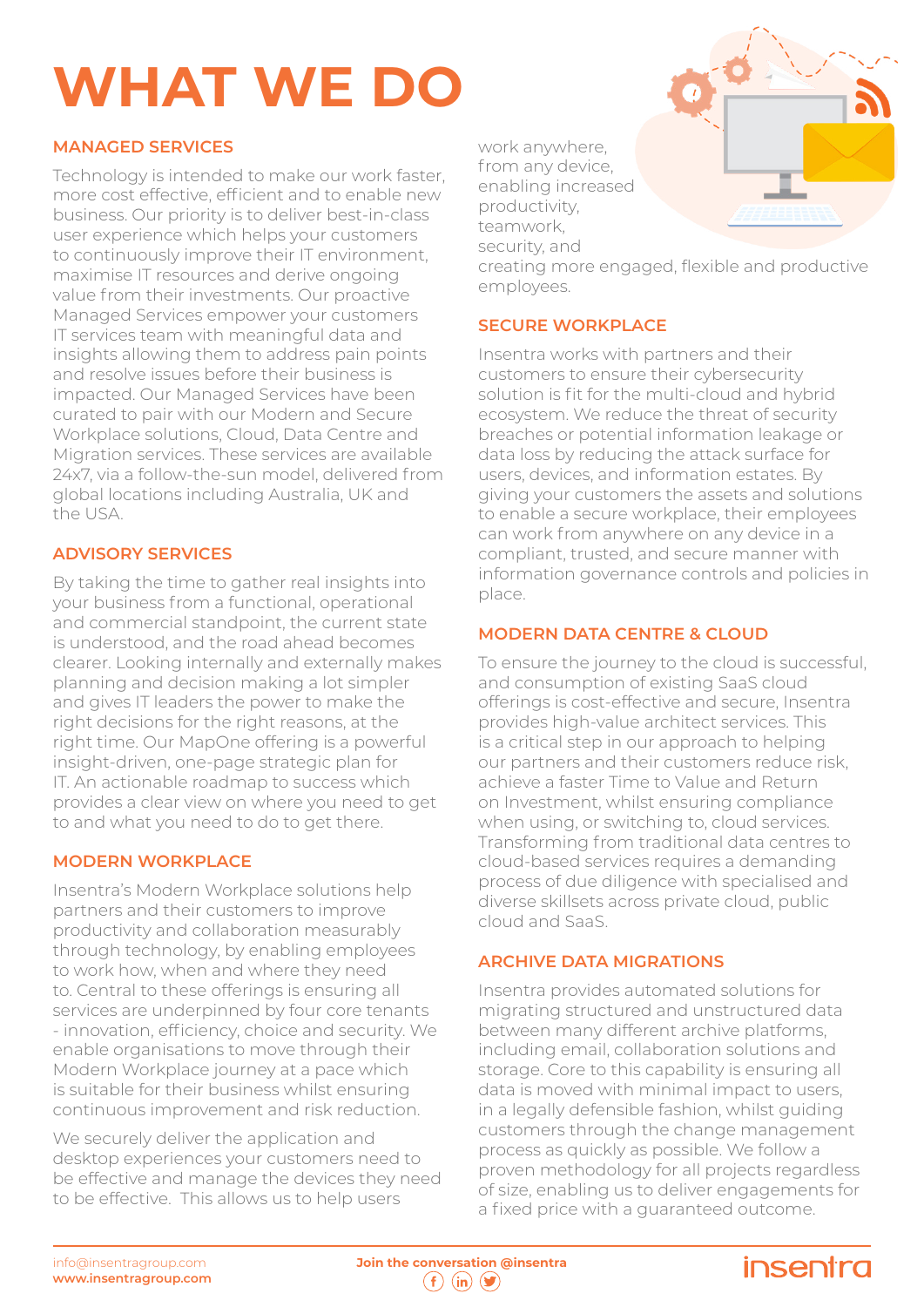# WHAT WE DO

## MANAGED SERVICES

Technology is intended to make our work faster, more cost effective, efficient and to enable new business. Our priority is to deliver best-in-class user experience which helps your customers to continuously improve their IT environment, maximise IT resources and derive ongoing value from their investments. Our proactive Managed Services empower your customers IT services team with meaningful data and insights allowing them to address pain points and resolve issues before their business is impacted. Our Managed Services have been curated to pair with our Modern and Secure Workplace solutions, Cloud, Data Centre and Migration services. These services are available 24x7, via a follow-the-sun model, delivered from global locations including Australia, UK and the USA.

## ADVISORY SERVICES

By taking the time to gather real insights into your business from a functional, operational and commercial standpoint, the current state is understood, and the road ahead becomes clearer. Looking internally and externally makes planning and decision making a lot simpler and gives IT leaders the power to make the right decisions for the right reasons, at the right time. Our MapOne offering is a powerful insight-driven, one-page strategic plan for IT. An actionable roadmap to success which provides a clear view on where you need to get to and what you need to do to get there.

## MODERN WORKPLACE

Insentra's Modern Workplace solutions help partners and their customers to improve productivity and collaboration measurably through technology, by enabling employees to work how, when and where they need to. Central to these offerings is ensuring all services are underpinned by four core tenants - innovation, efficiency, choice and security. We enable organisations to move through their Modern Workplace journey at a pace which is suitable for their business whilst ensuring continuous improvement and risk reduction.

We securely deliver the application and desktop experiences your customers need to be effective and manage the devices they need to be effective. This allows us to help users work anywhere, from any device, enabling increased productivity, teamwork, security, and creating more engaged, flexible and productive employees.

## SECURE WORKPLACE

Insentra works with partners and their customers to ensure their cybersecurity solution is fit for the multi-cloud and hybrid ecosystem. We reduce the threat of security breaches or potential information leakage or data loss by reducing the attack surface for users, devices, and information estates. By giving your customers the assets and solutions to enable a secure workplace, their employees can work from anywhere on any device in a compliant, trusted, and secure manner with information governance controls and policies in place.

## MODERN DATA CENTRE & CLOUD

To ensure the journey to the cloud is successful, and consumption of existing SaaS cloud offerings is cost-effective and secure, Insentra provides high-value architect services. This is a critical step in our approach to helping our partners and their customers reduce risk, achieve a faster Time to Value and Return on Investment, whilst ensuring compliance when using, or switching to, cloud services. Transforming from traditional data centres to cloud-based services requires a demanding process of due diligence with specialised and diverse skillsets across private cloud, public cloud and SaaS.

## ARCHIVE DATA MIGRATIONS

Insentra provides automated solutions for migrating structured and unstructured data between many different archive platforms, including email, collaboration solutions and storage. Core to this capability is ensuring all data is moved with minimal impact to users, in a legally defensible fashion, whilst guiding customers through the change management process as quickly as possible. We follow a proven methodology for all projects regardless of size, enabling us to deliver engagements for a fixed price with a guaranteed outcome.

info@insentragroup.com
**www.insentragroup.com**

**Join the conversation @insentra**

insentra